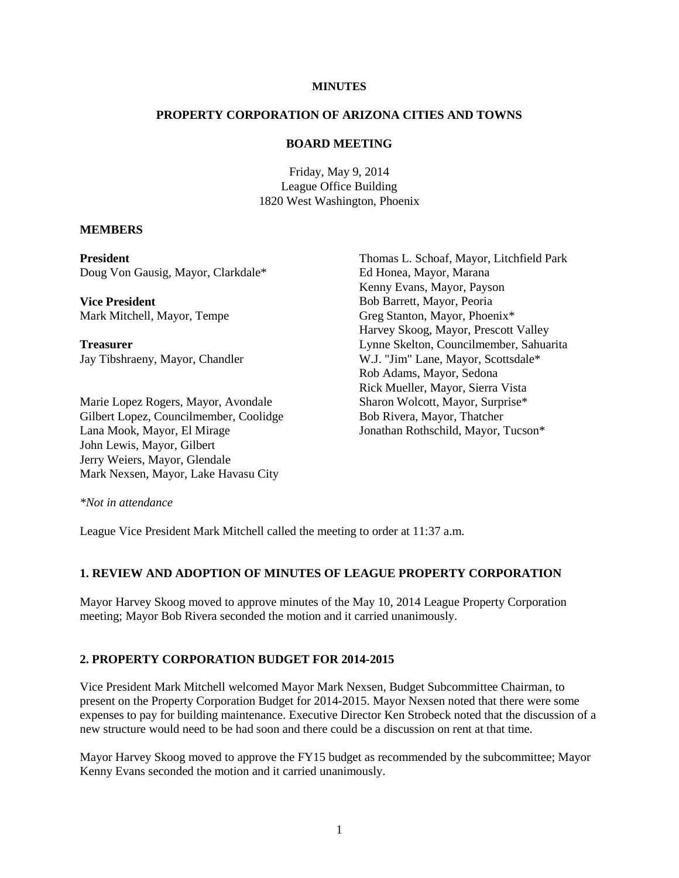**MINUTES**

**PROPERTY CORPORATION OF ARIZONA CITIES AND TOWNS**

**BOARD MEETING**

Friday, May 9, 2014
League Office Building
1820 West Washington, Phoenix

**MEMBERS**

**President**
Doug Von Gausig, Mayor, Clarkdale*

**Vice President**
Mark Mitchell, Mayor, Tempe

**Treasurer**
Jay Tibshraeny, Mayor, Chandler

Marie Lopez Rogers, Mayor, Avondale
Gilbert Lopez, Councilmember, Coolidge
Lana Mook, Mayor, El Mirage
John Lewis, Mayor, Gilbert
Jerry Weiers, Mayor, Glendale
Mark Nexsen, Mayor, Lake Havasu City
Thomas L. Schoaf, Mayor, Litchfield Park
Ed Honea, Mayor, Marana
Kenny Evans, Mayor, Payson
Bob Barrett, Mayor, Peoria
Greg Stanton, Mayor, Phoenix*
Harvey Skoog, Mayor, Prescott Valley
Lynne Skelton, Councilmember, Sahuarita
W.J. "Jim" Lane, Mayor, Scottsdale*
Rob Adams, Mayor, Sedona
Rick Mueller, Mayor, Sierra Vista
Sharon Wolcott, Mayor, Surprise*
Bob Rivera, Mayor, Thatcher
Jonathan Rothschild, Mayor, Tucson*

*\*Not in attendance*

League Vice President Mark Mitchell called the meeting to order at 11:37 a.m.

**1. REVIEW AND ADOPTION OF MINUTES OF LEAGUE PROPERTY CORPORATION**

Mayor Harvey Skoog moved to approve minutes of the May 10, 2014 League Property Corporation meeting; Mayor Bob Rivera seconded the motion and it carried unanimously.

**2. PROPERTY CORPORATION BUDGET FOR 2014-2015**

Vice President Mark Mitchell welcomed Mayor Mark Nexsen, Budget Subcommittee Chairman, to present on the Property Corporation Budget for 2014-2015. Mayor Nexsen noted that there were some expenses to pay for building maintenance. Executive Director Ken Strobeck noted that the discussion of a new structure would need to be had soon and there could be a discussion on rent at that time.

Mayor Harvey Skoog moved to approve the FY15 budget as recommended by the subcommittee; Mayor Kenny Evans seconded the motion and it carried unanimously.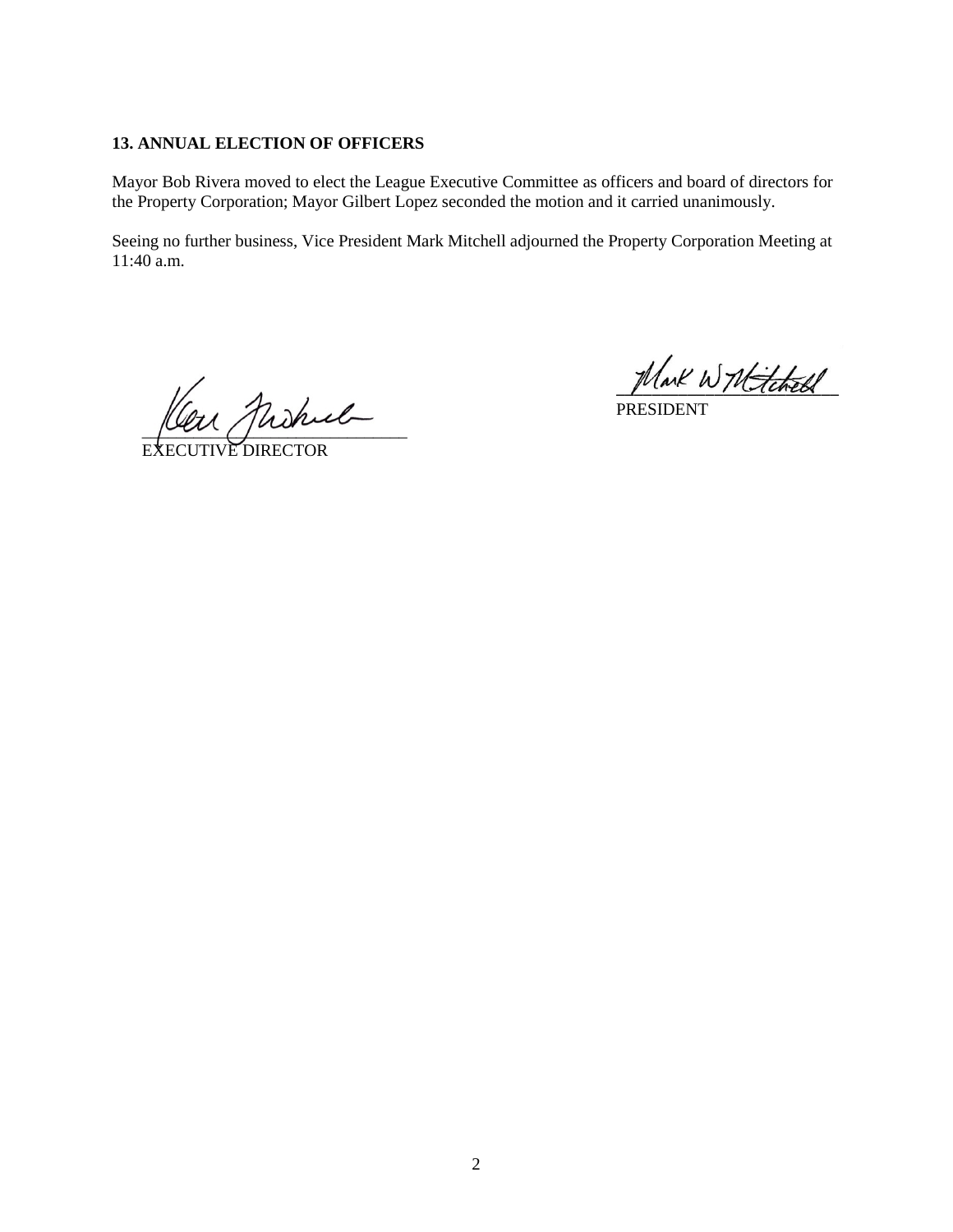### 13. ANNUAL ELECTION OF OFFICERS

Mayor Bob Rivera moved to elect the League Executive Committee as officers and board of directors for the Property Corporation; Mayor Gilbert Lopez seconded the motion and it carried unanimously.

Seeing no further business, Vice President Mark Mitchell adjourned the Property Corporation Meeting at 11:40 a.m.

\_\_\_\_\_\_\_\_\_\_\_\_\_\_\_\_\_\_\_\_\_\_\_\_\_\_\_\_
EXECUTIVE DIRECTOR

\_\_\_\_\_\_\_\_\_\_\_\_\_\_\_\_\_\_\_\_\_\_\_\_\_\_\_\_
PRESIDENT